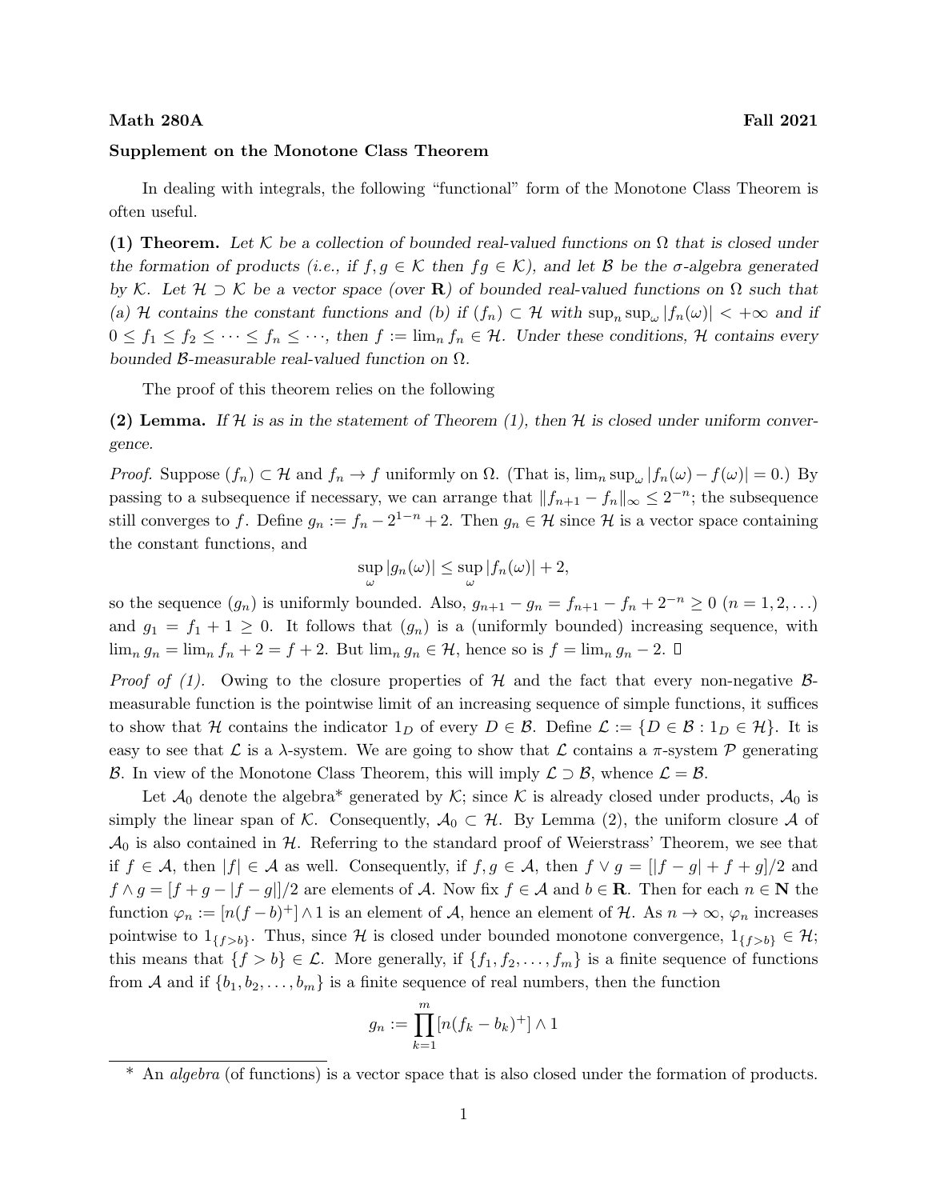**Math 280A** **Fall 2021**

**Supplement on the Monotone Class Theorem**

In dealing with integrals, the following "functional" form of the Monotone Class Theorem is often useful.

**(1) Theorem.** *Let $\mathcal{K}$ be a collection of bounded real-valued functions on $\Omega$ that is closed under the formation of products (i.e., if $f, g \in \mathcal{K}$ then $fg \in \mathcal{K}$), and let $\mathcal{B}$ be the $\sigma$-algebra generated by $\mathcal{K}$. Let $\mathcal{H} \supset \mathcal{K}$ be a vector space (over $\mathbf{R}$) of bounded real-valued functions on $\Omega$ such that (a) $\mathcal{H}$ contains the constant functions and (b) if $(f_n) \subset \mathcal{H}$ with $\sup_n \sup_\omega |f_n(\omega)| < +\infty$ and if $0 \le f_1 \le f_2 \le \cdots \le f_n \le \cdots$, then $f := \lim_n f_n \in \mathcal{H}$. Under these conditions, $\mathcal{H}$ contains every bounded $\mathcal{B}$-measurable real-valued function on $\Omega$.*

The proof of this theorem relies on the following

**(2) Lemma.** *If $\mathcal{H}$ is as in the statement of Theorem (1), then $\mathcal{H}$ is closed under uniform convergence.*

*Proof.* Suppose $(f_n) \subset \mathcal{H}$ and $f_n \to f$ uniformly on $\Omega$. (That is, $\lim_n \sup_\omega |f_n(\omega) - f(\omega)| = 0$.) By passing to a subsequence if necessary, we can arrange that $\|f_{n+1} - f_n\|_\infty \le 2^{-n}$; the subsequence still converges to $f$. Define $g_n := f_n - 2^{1-n} + 2$. Then $g_n \in \mathcal{H}$ since $\mathcal{H}$ is a vector space containing the constant functions, and

$$\sup_\omega |g_n(\omega)| \le \sup_\omega |f_n(\omega)| + 2,$$

so the sequence $(g_n)$ is uniformly bounded. Also, $g_{n+1} - g_n = f_{n+1} - f_n + 2^{-n} \ge 0$ ($n = 1, 2, \ldots$) and $g_1 = f_1 + 1 \ge 0$. It follows that $(g_n)$ is a (uniformly bounded) increasing sequence, with $\lim_n g_n = \lim_n f_n + 2 = f + 2$. But $\lim_n g_n \in \mathcal{H}$, hence so is $f = \lim_n g_n - 2$. □

*Proof of (1).* Owing to the closure properties of $\mathcal{H}$ and the fact that every non-negative $\mathcal{B}$-measurable function is the pointwise limit of an increasing sequence of simple functions, it suffices to show that $\mathcal{H}$ contains the indicator $1_D$ of every $D \in \mathcal{B}$. Define $\mathcal{L} := \{D \in \mathcal{B} : 1_D \in \mathcal{H}\}$. It is easy to see that $\mathcal{L}$ is a $\lambda$-system. We are going to show that $\mathcal{L}$ contains a $\pi$-system $\mathcal{P}$ generating $\mathcal{B}$. In view of the Monotone Class Theorem, this will imply $\mathcal{L} \supset \mathcal{B}$, whence $\mathcal{L} = \mathcal{B}$.

Let $\mathcal{A}_0$ denote the algebra* generated by $\mathcal{K}$; since $\mathcal{K}$ is already closed under products, $\mathcal{A}_0$ is simply the linear span of $\mathcal{K}$. Consequently, $\mathcal{A}_0 \subset \mathcal{H}$. By Lemma (2), the uniform closure $\mathcal{A}$ of $\mathcal{A}_0$ is also contained in $\mathcal{H}$. Referring to the standard proof of Weierstrass' Theorem, we see that if $f \in \mathcal{A}$, then $|f| \in \mathcal{A}$ as well. Consequently, if $f, g \in \mathcal{A}$, then $f \vee g = [|f - g| + f + g]/2$ and $f \wedge g = [f + g - |f - g|]/2$ are elements of $\mathcal{A}$. Now fix $f \in \mathcal{A}$ and $b \in \mathbf{R}$. Then for each $n \in \mathbf{N}$ the function $\varphi_n := [n(f - b)^+] \wedge 1$ is an element of $\mathcal{A}$, hence an element of $\mathcal{H}$. As $n \to \infty$, $\varphi_n$ increases pointwise to $1_{\{f > b\}}$. Thus, since $\mathcal{H}$ is closed under bounded monotone convergence, $1_{\{f > b\}} \in \mathcal{H}$; this means that $\{f > b\} \in \mathcal{L}$. More generally, if $\{f_1, f_2, \ldots, f_m\}$ is a finite sequence of functions from $\mathcal{A}$ and if $\{b_1, b_2, \ldots, b_m\}$ is a finite sequence of real numbers, then the function

$$g_n := \prod_{k=1}^{m} [n(f_k - b_k)^+] \wedge 1$$

\* An *algebra* (of functions) is a vector space that is also closed under the formation of products.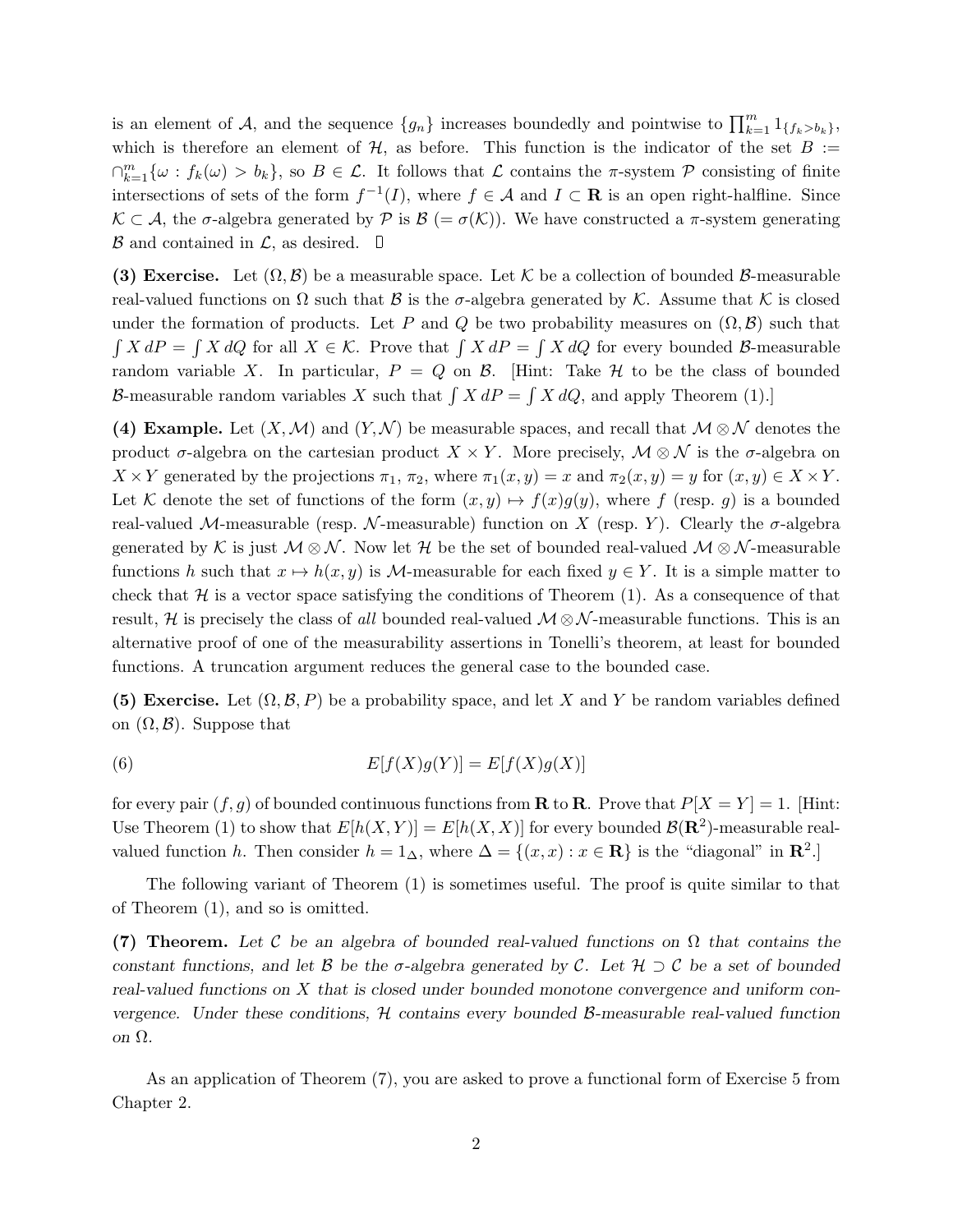is an element of $\mathcal{A}$, and the sequence $\{g_n\}$ increases boundedly and pointwise to $\prod_{k=1}^m 1_{\{f_k > b_k\}}$, which is therefore an element of $\mathcal{H}$, as before. This function is the indicator of the set $B := \cap_{k=1}^m \{\omega : f_k(\omega) > b_k\}$, so $B \in \mathcal{L}$. It follows that $\mathcal{L}$ contains the $\pi$-system $\mathcal{P}$ consisting of finite intersections of sets of the form $f^{-1}(I)$, where $f \in \mathcal{A}$ and $I \subset \mathbf{R}$ is an open right-halfline. Since $\mathcal{K} \subset \mathcal{A}$, the $\sigma$-algebra generated by $\mathcal{P}$ is $\mathcal{B}$ $(= \sigma(\mathcal{K}))$. We have constructed a $\pi$-system generating $\mathcal{B}$ and contained in $\mathcal{L}$, as desired. $\square$

**(3) Exercise.** Let $(\Omega, \mathcal{B})$ be a measurable space. Let $\mathcal{K}$ be a collection of bounded $\mathcal{B}$-measurable real-valued functions on $\Omega$ such that $\mathcal{B}$ is the $\sigma$-algebra generated by $\mathcal{K}$. Assume that $\mathcal{K}$ is closed under the formation of products. Let $P$ and $Q$ be two probability measures on $(\Omega, \mathcal{B})$ such that $\int X\, dP = \int X\, dQ$ for all $X \in \mathcal{K}$. Prove that $\int X\, dP = \int X\, dQ$ for every bounded $\mathcal{B}$-measurable random variable $X$. In particular, $P = Q$ on $\mathcal{B}$. [Hint: Take $\mathcal{H}$ to be the class of bounded $\mathcal{B}$-measurable random variables $X$ such that $\int X\, dP = \int X\, dQ$, and apply Theorem (1).]

**(4) Example.** Let $(X, \mathcal{M})$ and $(Y, \mathcal{N})$ be measurable spaces, and recall that $\mathcal{M} \otimes \mathcal{N}$ denotes the product $\sigma$-algebra on the cartesian product $X \times Y$. More precisely, $\mathcal{M} \otimes \mathcal{N}$ is the $\sigma$-algebra on $X \times Y$ generated by the projections $\pi_1$, $\pi_2$, where $\pi_1(x, y) = x$ and $\pi_2(x, y) = y$ for $(x, y) \in X \times Y$. Let $\mathcal{K}$ denote the set of functions of the form $(x, y) \mapsto f(x)g(y)$, where $f$ (resp. $g$) is a bounded real-valued $\mathcal{M}$-measurable (resp. $\mathcal{N}$-measurable) function on $X$ (resp. $Y$). Clearly the $\sigma$-algebra generated by $\mathcal{K}$ is just $\mathcal{M} \otimes \mathcal{N}$. Now let $\mathcal{H}$ be the set of bounded real-valued $\mathcal{M} \otimes \mathcal{N}$-measurable functions $h$ such that $x \mapsto h(x, y)$ is $\mathcal{M}$-measurable for each fixed $y \in Y$. It is a simple matter to check that $\mathcal{H}$ is a vector space satisfying the conditions of Theorem (1). As a consequence of that result, $\mathcal{H}$ is precisely the class of *all* bounded real-valued $\mathcal{M} \otimes \mathcal{N}$-measurable functions. This is an alternative proof of one of the measurability assertions in Tonelli's theorem, at least for bounded functions. A truncation argument reduces the general case to the bounded case.

**(5) Exercise.** Let $(\Omega, \mathcal{B}, P)$ be a probability space, and let $X$ and $Y$ be random variables defined on $(\Omega, \mathcal{B})$. Suppose that

$$E[f(X)g(Y)] = E[f(X)g(X)] \tag{6}$$

for every pair $(f, g)$ of bounded continuous functions from $\mathbf{R}$ to $\mathbf{R}$. Prove that $P[X = Y] = 1$. [Hint: Use Theorem (1) to show that $E[h(X, Y)] = E[h(X, X)]$ for every bounded $\mathcal{B}(\mathbf{R}^2)$-measurable real-valued function $h$. Then consider $h = 1_\Delta$, where $\Delta = \{(x, x) : x \in \mathbf{R}\}$ is the "diagonal" in $\mathbf{R}^2$.]

The following variant of Theorem (1) is sometimes useful. The proof is quite similar to that of Theorem (1), and so is omitted.

**(7) Theorem.** *Let $\mathcal{C}$ be an algebra of bounded real-valued functions on $\Omega$ that contains the constant functions, and let $\mathcal{B}$ be the $\sigma$-algebra generated by $\mathcal{C}$. Let $\mathcal{H} \supset \mathcal{C}$ be a set of bounded real-valued functions on $X$ that is closed under bounded monotone convergence and uniform convergence. Under these conditions, $\mathcal{H}$ contains every bounded $\mathcal{B}$-measurable real-valued function on $\Omega$.*

As an application of Theorem (7), you are asked to prove a functional form of Exercise 5 from Chapter 2.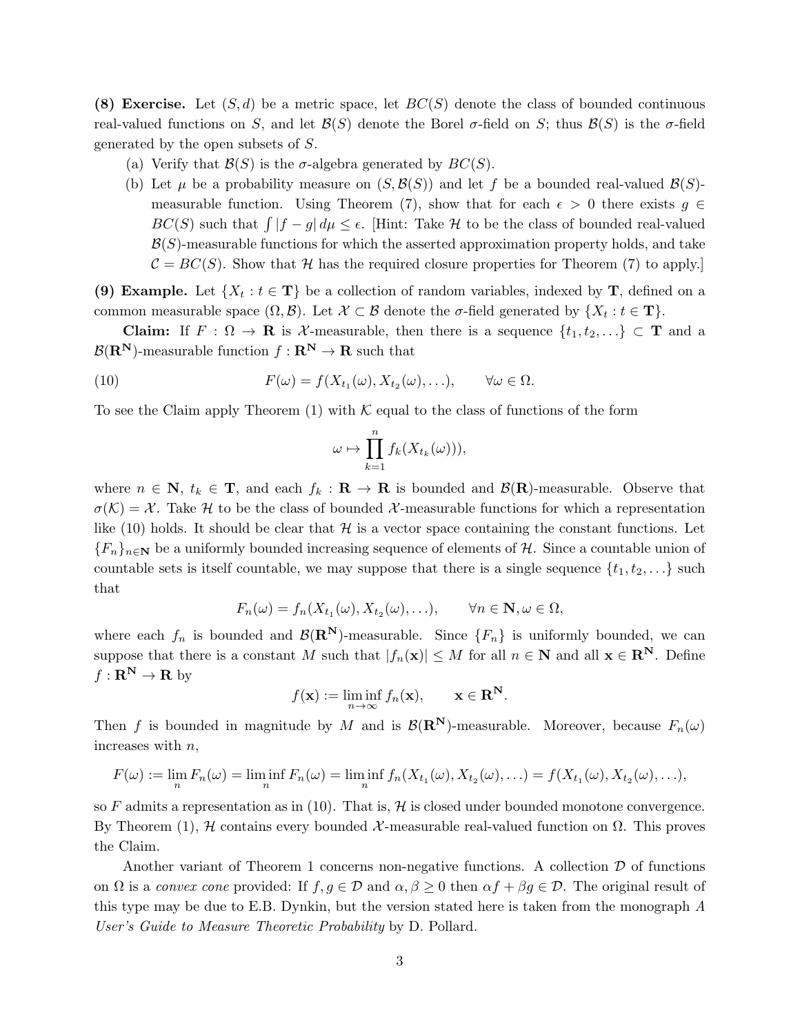**(8) Exercise.** Let $(S, d)$ be a metric space, let $BC(S)$ denote the class of bounded continuous real-valued functions on $S$, and let $\mathcal{B}(S)$ denote the Borel $\sigma$-field on $S$; thus $\mathcal{B}(S)$ is the $\sigma$-field generated by the open subsets of $S$.

(a) Verify that $\mathcal{B}(S)$ is the $\sigma$-algebra generated by $BC(S)$.

(b) Let $\mu$ be a probability measure on $(S, \mathcal{B}(S))$ and let $f$ be a bounded real-valued $\mathcal{B}(S)$-measurable function. Using Theorem (7), show that for each $\epsilon > 0$ there exists $g \in BC(S)$ such that $\int |f - g| \, d\mu \le \epsilon$. [Hint: Take $\mathcal{H}$ to be the class of bounded real-valued $\mathcal{B}(S)$-measurable functions for which the asserted approximation property holds, and take $\mathcal{C} = BC(S)$. Show that $\mathcal{H}$ has the required closure properties for Theorem (7) to apply.]

**(9) Example.** Let $\{X_t : t \in \mathbf{T}\}$ be a collection of random variables, indexed by $\mathbf{T}$, defined on a common measurable space $(\Omega, \mathcal{B})$. Let $\mathcal{X} \subset \mathcal{B}$ denote the $\sigma$-field generated by $\{X_t : t \in \mathbf{T}\}$.

**Claim:** If $F : \Omega \to \mathbf{R}$ is $\mathcal{X}$-measurable, then there is a sequence $\{t_1, t_2, \ldots\} \subset \mathbf{T}$ and a $\mathcal{B}(\mathbf{R}^{\mathbf{N}})$-measurable function $f : \mathbf{R}^{\mathbf{N}} \to \mathbf{R}$ such that

$$F(\omega) = f(X_{t_1}(\omega), X_{t_2}(\omega), \ldots), \qquad \forall \omega \in \Omega. \tag{10}$$

To see the Claim apply Theorem (1) with $\mathcal{K}$ equal to the class of functions of the form

$$\omega \mapsto \prod_{k=1}^{n} f_k(X_{t_k}(\omega))),$$

where $n \in \mathbf{N}$, $t_k \in \mathbf{T}$, and each $f_k : \mathbf{R} \to \mathbf{R}$ is bounded and $\mathcal{B}(\mathbf{R})$-measurable. Observe that $\sigma(\mathcal{K}) = \mathcal{X}$. Take $\mathcal{H}$ to be the class of bounded $\mathcal{X}$-measurable functions for which a representation like (10) holds. It should be clear that $\mathcal{H}$ is a vector space containing the constant functions. Let $\{F_n\}_{n \in \mathbf{N}}$ be a uniformly bounded increasing sequence of elements of $\mathcal{H}$. Since a countable union of countable sets is itself countable, we may suppose that there is a single sequence $\{t_1, t_2, \ldots\}$ such that

$$F_n(\omega) = f_n(X_{t_1}(\omega), X_{t_2}(\omega), \ldots), \qquad \forall n \in \mathbf{N}, \omega \in \Omega,$$

where each $f_n$ is bounded and $\mathcal{B}(\mathbf{R}^{\mathbf{N}})$-measurable. Since $\{F_n\}$ is uniformly bounded, we can suppose that there is a constant $M$ such that $|f_n(\mathbf{x})| \le M$ for all $n \in \mathbf{N}$ and all $\mathbf{x} \in \mathbf{R}^{\mathbf{N}}$. Define $f : \mathbf{R}^{\mathbf{N}} \to \mathbf{R}$ by

$$f(\mathbf{x}) := \liminf_{n \to \infty} f_n(\mathbf{x}), \qquad \mathbf{x} \in \mathbf{R}^{\mathbf{N}}.$$

Then $f$ is bounded in magnitude by $M$ and is $\mathcal{B}(\mathbf{R}^{\mathbf{N}})$-measurable. Moreover, because $F_n(\omega)$ increases with $n$,

$$F(\omega) := \lim_n F_n(\omega) = \liminf_n F_n(\omega) = \liminf_n f_n(X_{t_1}(\omega), X_{t_2}(\omega), \ldots) = f(X_{t_1}(\omega), X_{t_2}(\omega), \ldots),$$

so $F$ admits a representation as in (10). That is, $\mathcal{H}$ is closed under bounded monotone convergence. By Theorem (1), $\mathcal{H}$ contains every bounded $\mathcal{X}$-measurable real-valued function on $\Omega$. This proves the Claim.

Another variant of Theorem 1 concerns non-negative functions. A collection $\mathcal{D}$ of functions on $\Omega$ is a *convex cone* provided: If $f, g \in \mathcal{D}$ and $\alpha, \beta \ge 0$ then $\alpha f + \beta g \in \mathcal{D}$. The original result of this type may be due to E.B. Dynkin, but the version stated here is taken from the monograph *A User's Guide to Measure Theoretic Probability* by D. Pollard.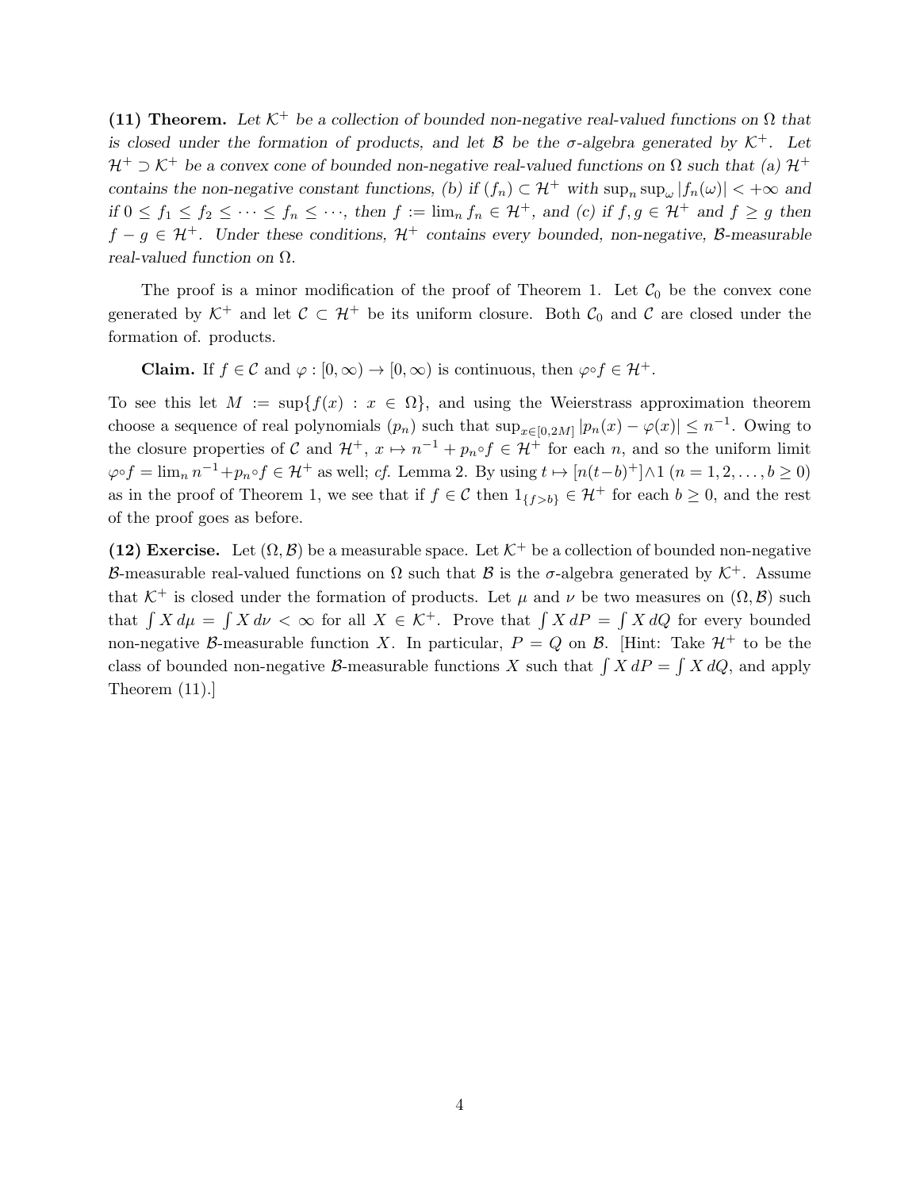**(11) Theorem.** *Let $\mathcal{K}^+$ be a collection of bounded non-negative real-valued functions on $\Omega$ that is closed under the formation of products, and let $\mathcal{B}$ be the $\sigma$-algebra generated by $\mathcal{K}^+$. Let $\mathcal{H}^+ \supset \mathcal{K}^+$ be a convex cone of bounded non-negative real-valued functions on $\Omega$ such that (a) $\mathcal{H}^+$ contains the non-negative constant functions, (b) if $(f_n) \subset \mathcal{H}^+$ with $\sup_n \sup_\omega |f_n(\omega)| < +\infty$ and if $0 \le f_1 \le f_2 \le \cdots \le f_n \le \cdots$, then $f := \lim_n f_n \in \mathcal{H}^+$, and (c) if $f, g \in \mathcal{H}^+$ and $f \ge g$ then $f - g \in \mathcal{H}^+$. Under these conditions, $\mathcal{H}^+$ contains every bounded, non-negative, $\mathcal{B}$-measurable real-valued function on $\Omega$.*

The proof is a minor modification of the proof of Theorem 1. Let $\mathcal{C}_0$ be the convex cone generated by $\mathcal{K}^+$ and let $\mathcal{C} \subset \mathcal{H}^+$ be its uniform closure. Both $\mathcal{C}_0$ and $\mathcal{C}$ are closed under the formation of. products.

**Claim.** If $f \in \mathcal{C}$ and $\varphi : [0, \infty) \to [0, \infty)$ is continuous, then $\varphi \circ f \in \mathcal{H}^+$.

To see this let $M := \sup\{f(x) : x \in \Omega\}$, and using the Weierstrass approximation theorem choose a sequence of real polynomials $(p_n)$ such that $\sup_{x \in [0,2M]} |p_n(x) - \varphi(x)| \le n^{-1}$. Owing to the closure properties of $\mathcal{C}$ and $\mathcal{H}^+$, $x \mapsto n^{-1} + p_n \circ f \in \mathcal{H}^+$ for each $n$, and so the uniform limit $\varphi \circ f = \lim_n n^{-1} + p_n \circ f \in \mathcal{H}^+$ as well; *cf.* Lemma 2. By using $t \mapsto [n(t-b)^+] \wedge 1$ ($n = 1, 2, \ldots, b \ge 0$) as in the proof of Theorem 1, we see that if $f \in \mathcal{C}$ then $1_{\{f > b\}} \in \mathcal{H}^+$ for each $b \ge 0$, and the rest of the proof goes as before.

**(12) Exercise.** Let $(\Omega, \mathcal{B})$ be a measurable space. Let $\mathcal{K}^+$ be a collection of bounded non-negative $\mathcal{B}$-measurable real-valued functions on $\Omega$ such that $\mathcal{B}$ is the $\sigma$-algebra generated by $\mathcal{K}^+$. Assume that $\mathcal{K}^+$ is closed under the formation of products. Let $\mu$ and $\nu$ be two measures on $(\Omega, \mathcal{B})$ such that $\int X \, d\mu = \int X \, d\nu < \infty$ for all $X \in \mathcal{K}^+$. Prove that $\int X \, dP = \int X \, dQ$ for every bounded non-negative $\mathcal{B}$-measurable function $X$. In particular, $P = Q$ on $\mathcal{B}$. [Hint: Take $\mathcal{H}^+$ to be the class of bounded non-negative $\mathcal{B}$-measurable functions $X$ such that $\int X \, dP = \int X \, dQ$, and apply Theorem (11).]